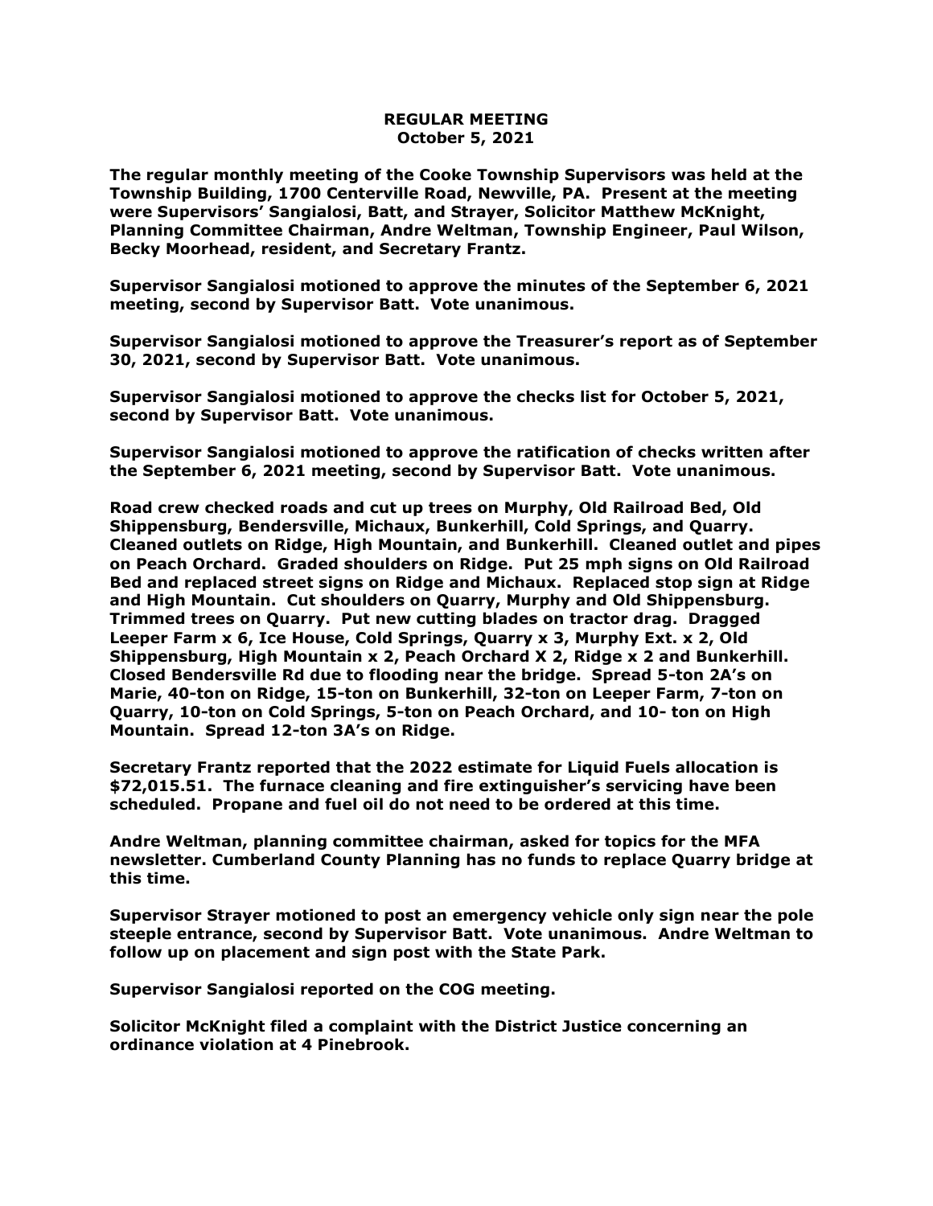# REGULAR MEETING
## October 5, 2021

**The regular monthly meeting of the Cooke Township Supervisors was held at the Township Building, 1700 Centerville Road, Newville, PA. Present at the meeting were Supervisors' Sangialosi, Batt, and Strayer, Solicitor Matthew McKnight, Planning Committee Chairman, Andre Weltman, Township Engineer, Paul Wilson, Becky Moorhead, resident, and Secretary Frantz.**

**Supervisor Sangialosi motioned to approve the minutes of the September 6, 2021 meeting, second by Supervisor Batt. Vote unanimous.**

**Supervisor Sangialosi motioned to approve the Treasurer's report as of September 30, 2021, second by Supervisor Batt. Vote unanimous.**

**Supervisor Sangialosi motioned to approve the checks list for October 5, 2021, second by Supervisor Batt. Vote unanimous.**

**Supervisor Sangialosi motioned to approve the ratification of checks written after the September 6, 2021 meeting, second by Supervisor Batt. Vote unanimous.**

**Road crew checked roads and cut up trees on Murphy, Old Railroad Bed, Old Shippensburg, Bendersville, Michaux, Bunkerhill, Cold Springs, and Quarry. Cleaned outlets on Ridge, High Mountain, and Bunkerhill. Cleaned outlet and pipes on Peach Orchard. Graded shoulders on Ridge. Put 25 mph signs on Old Railroad Bed and replaced street signs on Ridge and Michaux. Replaced stop sign at Ridge and High Mountain. Cut shoulders on Quarry, Murphy and Old Shippensburg. Trimmed trees on Quarry. Put new cutting blades on tractor drag. Dragged Leeper Farm x 6, Ice House, Cold Springs, Quarry x 3, Murphy Ext. x 2, Old Shippensburg, High Mountain x 2, Peach Orchard X 2, Ridge x 2 and Bunkerhill. Closed Bendersville Rd due to flooding near the bridge. Spread 5-ton 2A's on Marie, 40-ton on Ridge, 15-ton on Bunkerhill, 32-ton on Leeper Farm, 7-ton on Quarry, 10-ton on Cold Springs, 5-ton on Peach Orchard, and 10- ton on High Mountain. Spread 12-ton 3A's on Ridge.**

**Secretary Frantz reported that the 2022 estimate for Liquid Fuels allocation is $72,015.51. The furnace cleaning and fire extinguisher's servicing have been scheduled. Propane and fuel oil do not need to be ordered at this time.**

**Andre Weltman, planning committee chairman, asked for topics for the MFA newsletter. Cumberland County Planning has no funds to replace Quarry bridge at this time.**

**Supervisor Strayer motioned to post an emergency vehicle only sign near the pole steeple entrance, second by Supervisor Batt. Vote unanimous. Andre Weltman to follow up on placement and sign post with the State Park.**

**Supervisor Sangialosi reported on the COG meeting.**

**Solicitor McKnight filed a complaint with the District Justice concerning an ordinance violation at 4 Pinebrook.**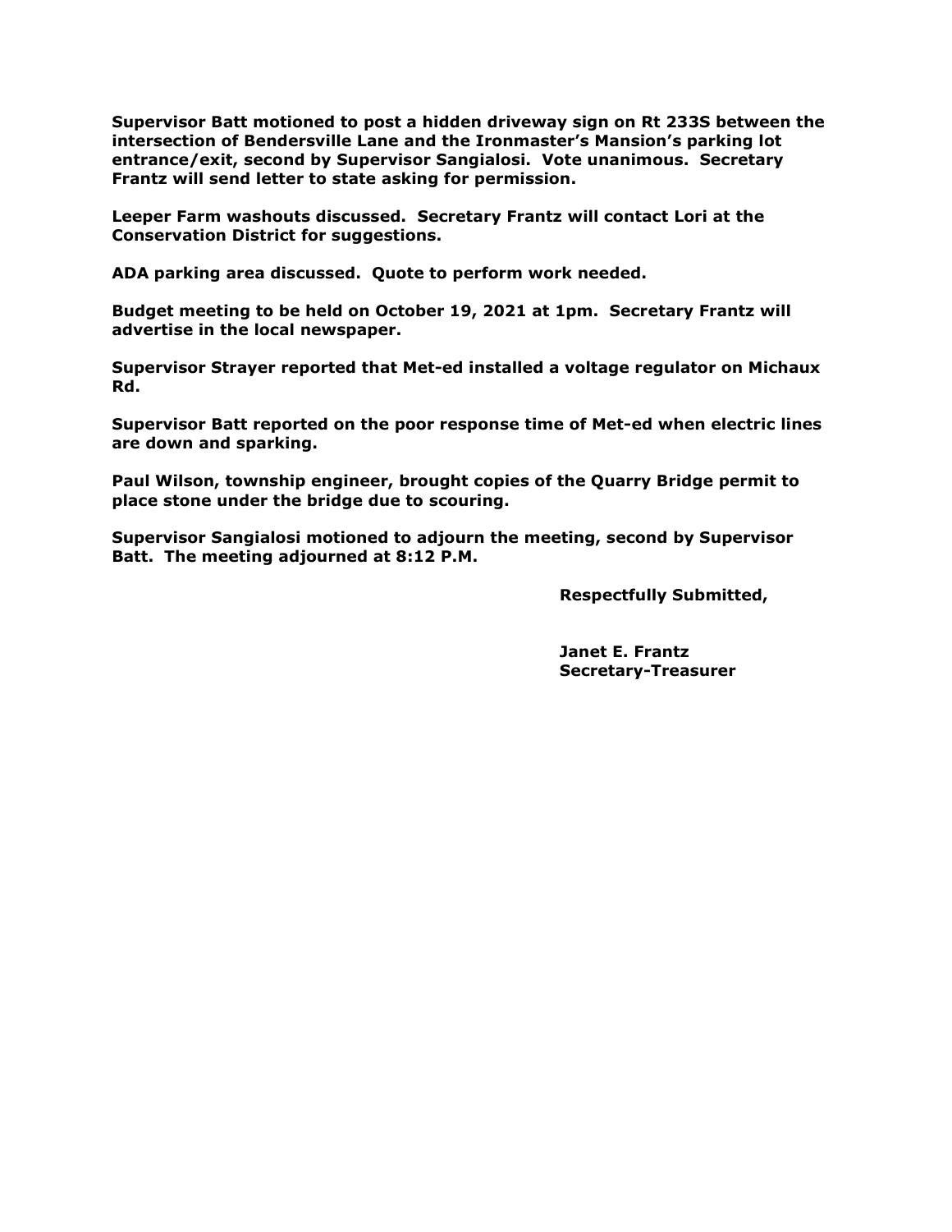**Supervisor Batt motioned to post a hidden driveway sign on Rt 233S between the intersection of Bendersville Lane and the Ironmaster's Mansion's parking lot entrance/exit, second by Supervisor Sangialosi. Vote unanimous. Secretary Frantz will send letter to state asking for permission.**

**Leeper Farm washouts discussed. Secretary Frantz will contact Lori at the Conservation District for suggestions.**

**ADA parking area discussed. Quote to perform work needed.**

**Budget meeting to be held on October 19, 2021 at 1pm. Secretary Frantz will advertise in the local newspaper.**

**Supervisor Strayer reported that Met-ed installed a voltage regulator on Michaux Rd.**

**Supervisor Batt reported on the poor response time of Met-ed when electric lines are down and sparking.**

**Paul Wilson, township engineer, brought copies of the Quarry Bridge permit to place stone under the bridge due to scouring.**

**Supervisor Sangialosi motioned to adjourn the meeting, second by Supervisor Batt. The meeting adjourned at 8:12 P.M.**

**Respectfully Submitted,**

**Janet E. Frantz**
**Secretary-Treasurer**